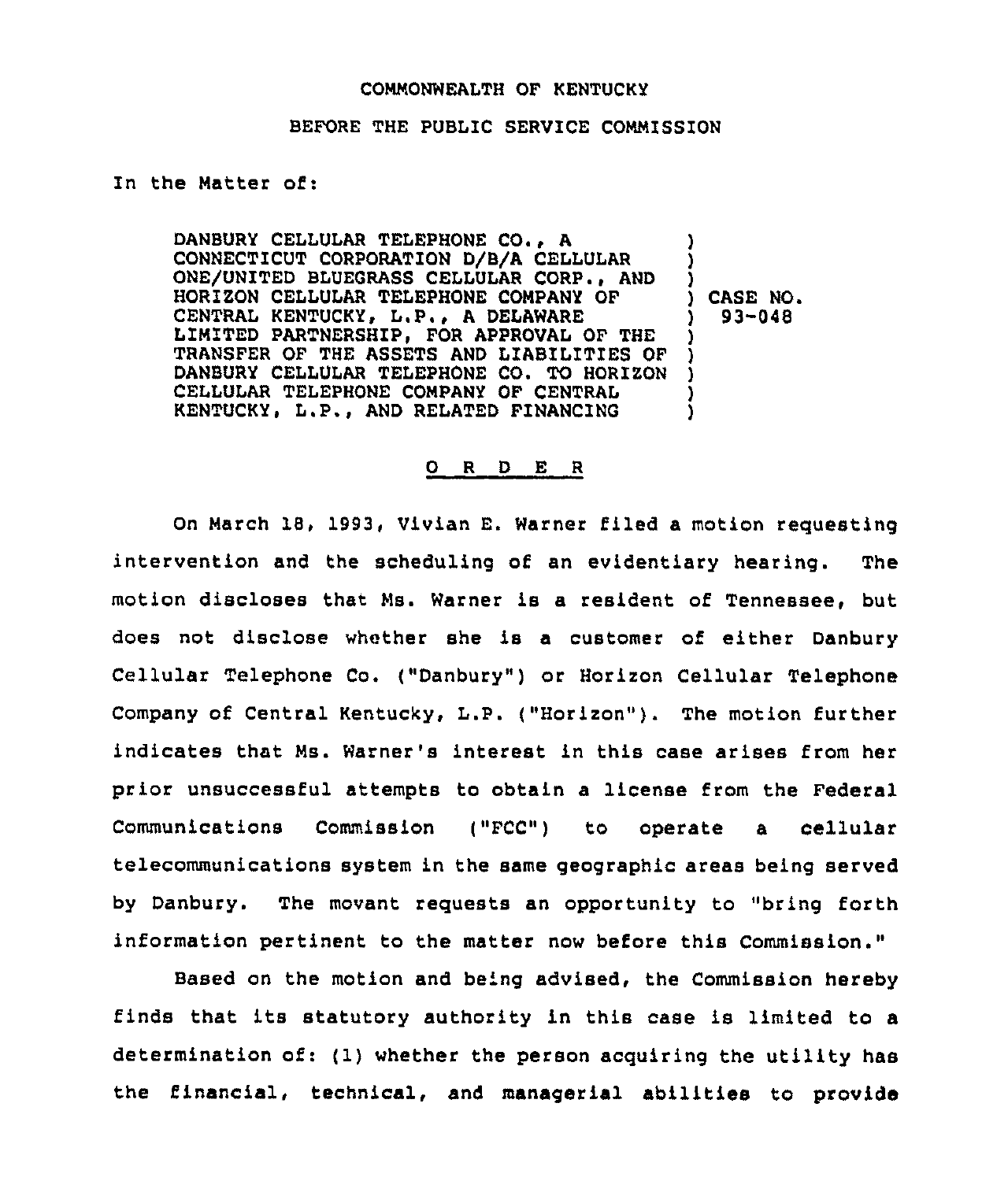COMMONWEALTH OF KENTUCKY

BEFORE THE PUBLIC SERVICE COMMISSION

In the Matter of:

| | |
|---|---|
| DANBURY CELLULAR TELEPHONE CO., A CONNECTICUT CORPORATION D/B/A CELLULAR ONE/UNITED BLUEGRASS CELLULAR CORP., AND HORIZON CELLULAR TELEPHONE COMPANY OF CENTRAL KENTUCKY, L.P., A DELAWARE LIMITED PARTNERSHIP, FOR APPROVAL OF THE TRANSFER OF THE ASSETS AND LIABILITIES OF DANBURY CELLULAR TELEPHONE CO. TO HORIZON CELLULAR TELEPHONE COMPANY OF CENTRAL KENTUCKY, L.P., AND RELATED FINANCING | CASE NO. 93-048 |

O R D E R

On March 18, 1993, Vivian E. Warner filed a motion requesting intervention and the scheduling of an evidentiary hearing. The motion discloses that Ms. Warner is a resident of Tennessee, but does not disclose whether she is a customer of either Danbury Cellular Telephone Co. ("Danbury") or Horizon Cellular Telephone Company of Central Kentucky, L.P. ("Horizon"). The motion further indicates that Ms. Warner's interest in this case arises from her prior unsuccessful attempts to obtain a license from the Federal Communications Commission ("FCC") to operate a cellular telecommunications system in the same geographic areas being served by Danbury. The movant requests an opportunity to "bring forth information pertinent to the matter now before this Commission."

Based on the motion and being advised, the Commission hereby finds that its statutory authority in this case is limited to a determination of: (1) whether the person acquiring the utility has the financial, technical, and managerial abilities to provide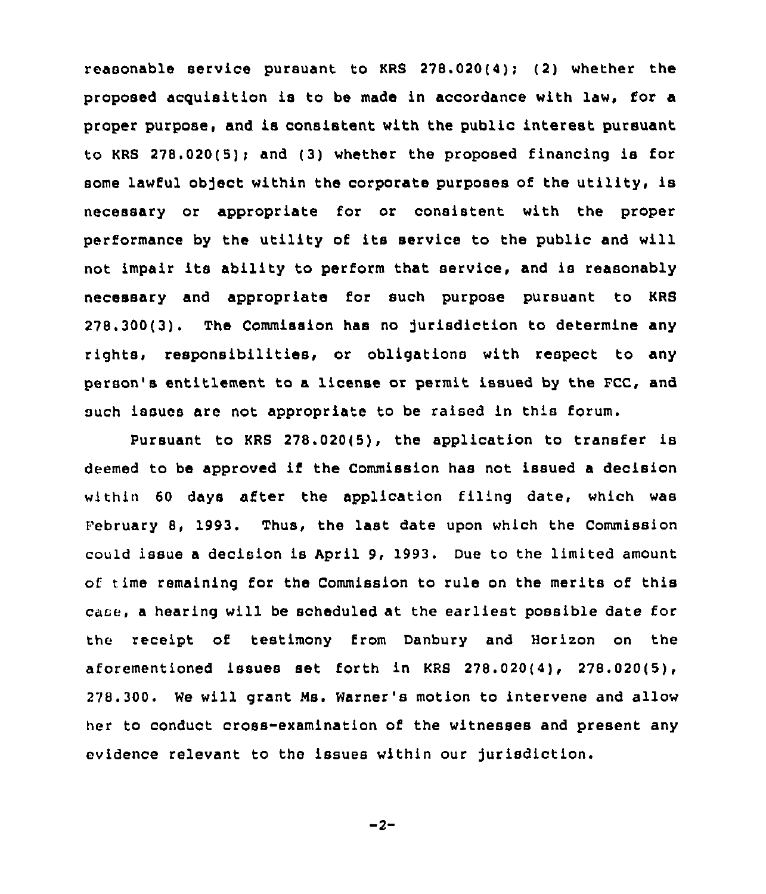reasonable service pursuant to KRS 278.020(4); (2) whether the proposed acquisition is to be made in accordance with law, for a proper purpose, and is consistent with the public interest pursuant to KRS 278.020(5); and (3) whether the proposed financing is for some lawful object within the corporate purposes of the utility, is necessary or appropriate for or consistent with the proper performance by the utility of its service to the public and will not impair its ability to perform that service, and is reasonably necessary and appropriate for such purpose pursuant to KRS 278.300(3). The Commission has no jurisdiction to determine any rights, responsibilities, or obligations with respect to any person's entitlement to a license or permit issued by the FCC, and such issues are not appropriate to be raised in this forum.

Pursuant to KRS 278.020(5), the application to transfer is deemed to be approved if the Commission has not issued a decision within 60 days after the application filing date, which was February 8, 1993. Thus, the last date upon which the Commission could issue a decision is April 9, 1993. Due to the limited amount of time remaining for the Commission to rule on the merits of this case, a hearing will be scheduled at the earliest possible date for the receipt of testimony from Danbury and Horizon on the aforementioned issues set forth in KRS 278.020(4), 278.020(5), 278.300. We will grant Ms. Warner's motion to intervene and allow her to conduct cross-examination of the witnesses and present any evidence relevant to the issues within our jurisdiction.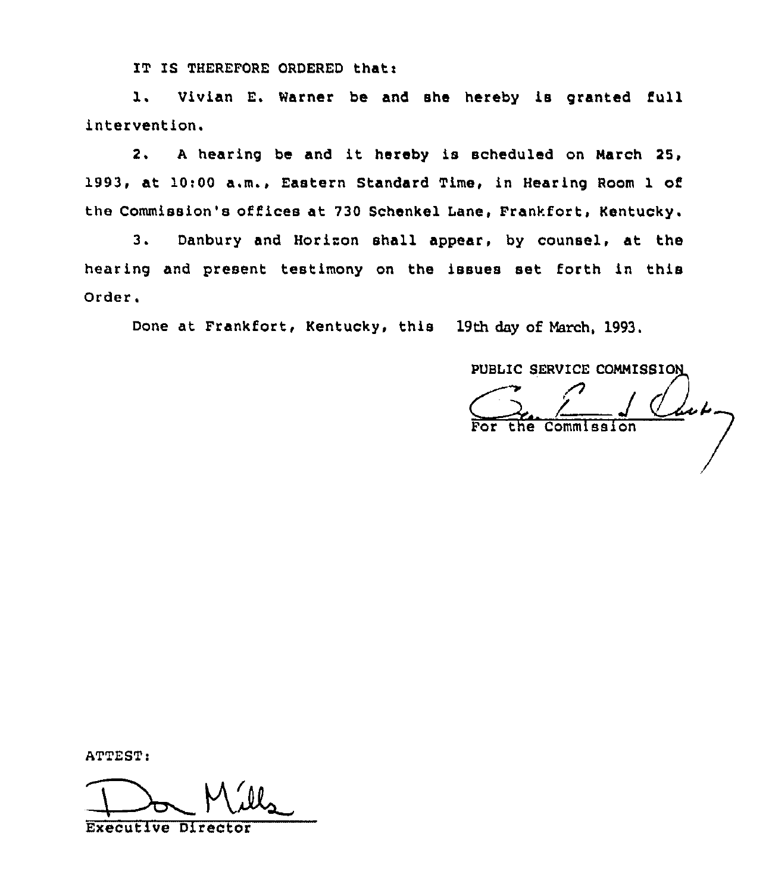IT IS THEREFORE ORDERED that:

1. Vivian E. Warner be and she hereby is granted full intervention.

2. A hearing be and it hereby is scheduled on March 25, 1993, at 10:00 a.m., Eastern Standard Time, in Hearing Room 1 of the Commission's offices at 730 Schenkel Lane, Frankfort, Kentucky.

3. Danbury and Horizon shall appear, by counsel, at the hearing and present testimony on the issues set forth in this Order.

Done at Frankfort, Kentucky, this 19th day of March, 1993.

PUBLIC SERVICE COMMISSION

For the Commission

ATTEST:

Executive Director